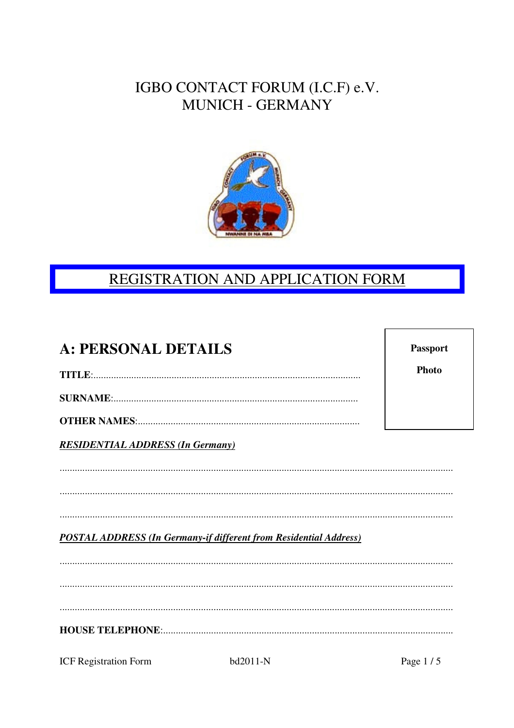# IGBO CONTACT FORUM (I.C.F) e.V.
# MUNICH - GERMANY

## REGISTRATION AND APPLICATION FORM

## A: PERSONAL DETAILS

**Passport Photo**

**TITLE**:.........................................................................................................

**SURNAME**:................................................................................................

**OTHER NAMES**:.......................................................................................

***RESIDENTIAL ADDRESS (In Germany)***

.........................................................................................................................................

.........................................................................................................................................

.........................................................................................................................................

***POSTAL ADDRESS (In Germany-if different from Residential Address)***

.........................................................................................................................................

.........................................................................................................................................

.........................................................................................................................................

**HOUSE TELEPHONE**:..................................................................................................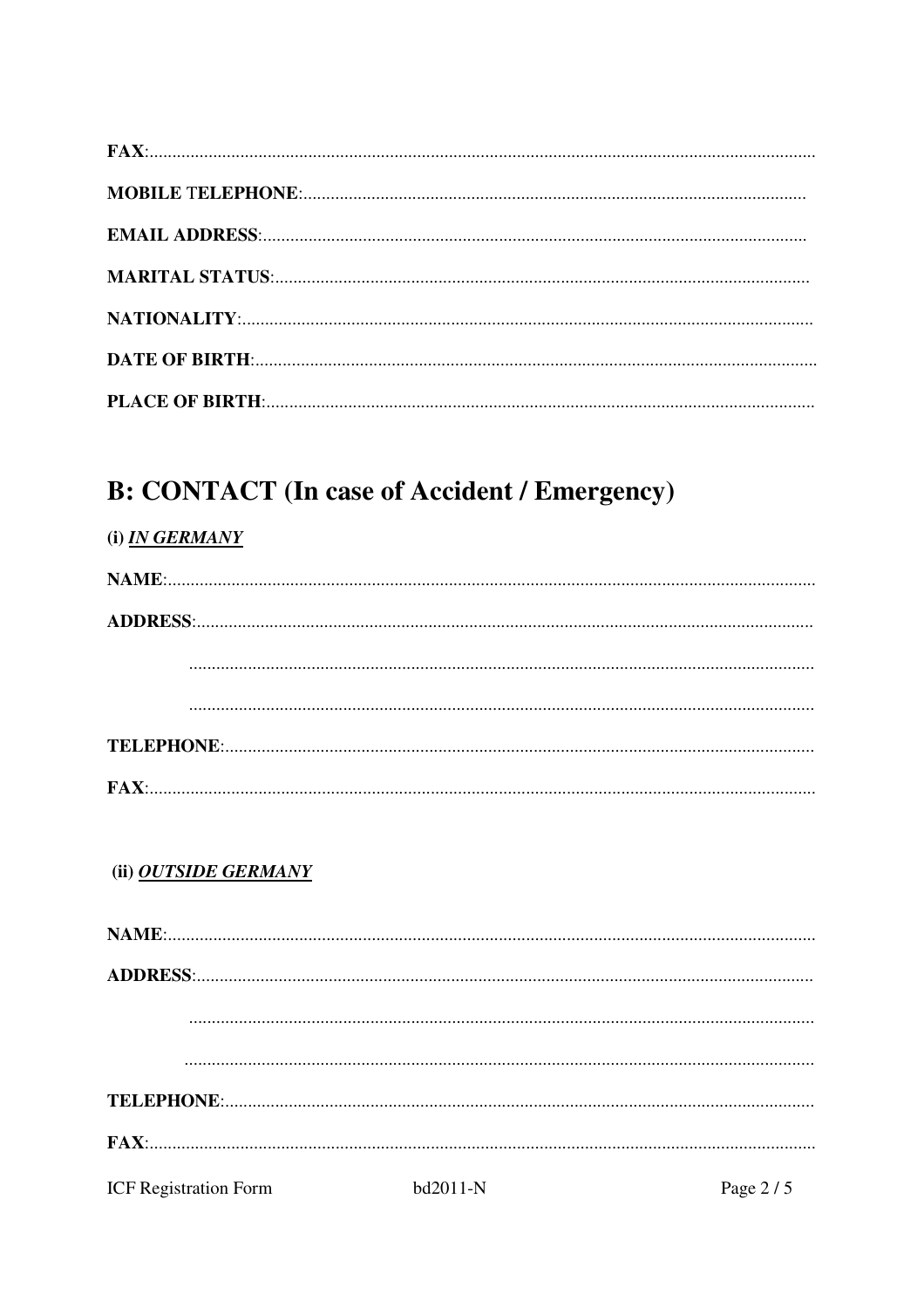**FAX**:..................................................................................................................................

**MOBILE TELEPHONE**:..............................................................................................................

**EMAIL ADDRESS**:.......................................................................................................................

**MARITAL STATUS**:.....................................................................................................................

**NATIONALITY**:............................................................................................................................

**DATE OF BIRTH**:..........................................................................................................................

**PLACE OF BIRTH**:........................................................................................................................

## B: CONTACT (In case of Accident / Emergency)

**(i) _IN GERMANY_**

**NAME**:.............................................................................................................................................

**ADDRESS**:.......................................................................................................................................

.........................................................................................................................................

.........................................................................................................................................

**TELEPHONE**:.................................................................................................................................

**FAX**:..................................................................................................................................

**(ii) _OUTSIDE GERMANY_**

**NAME**:.............................................................................................................................................

**ADDRESS**:.......................................................................................................................................

.........................................................................................................................................

.........................................................................................................................................

**TELEPHONE**:.................................................................................................................................

**FAX**:..................................................................................................................................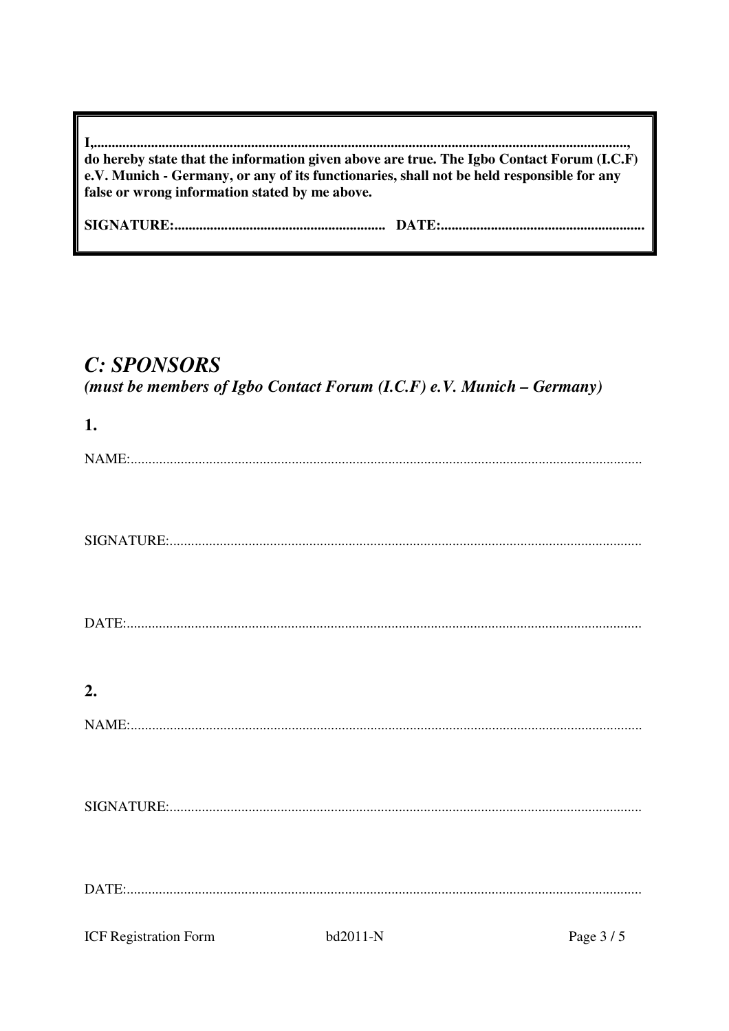**I,...................................................................................................................................................,**
**do hereby state that the information given above are true. The Igbo Contact Forum (I.C.F) e.V. Munich - Germany, or any of its functionaries, shall not be held responsible for any false or wrong information stated by me above.**

**SIGNATURE:........................................................... DATE:.........................................................**

## *C: SPONSORS*

***(must be members of Igbo Contact Forum (I.C.F) e.V. Munich – Germany)***

**1.**

NAME:..............................................................................................................................................

SIGNATURE:...................................................................................................................................

DATE:...............................................................................................................................................

**2.**

NAME:..............................................................................................................................................

SIGNATURE:...................................................................................................................................

DATE:...............................................................................................................................................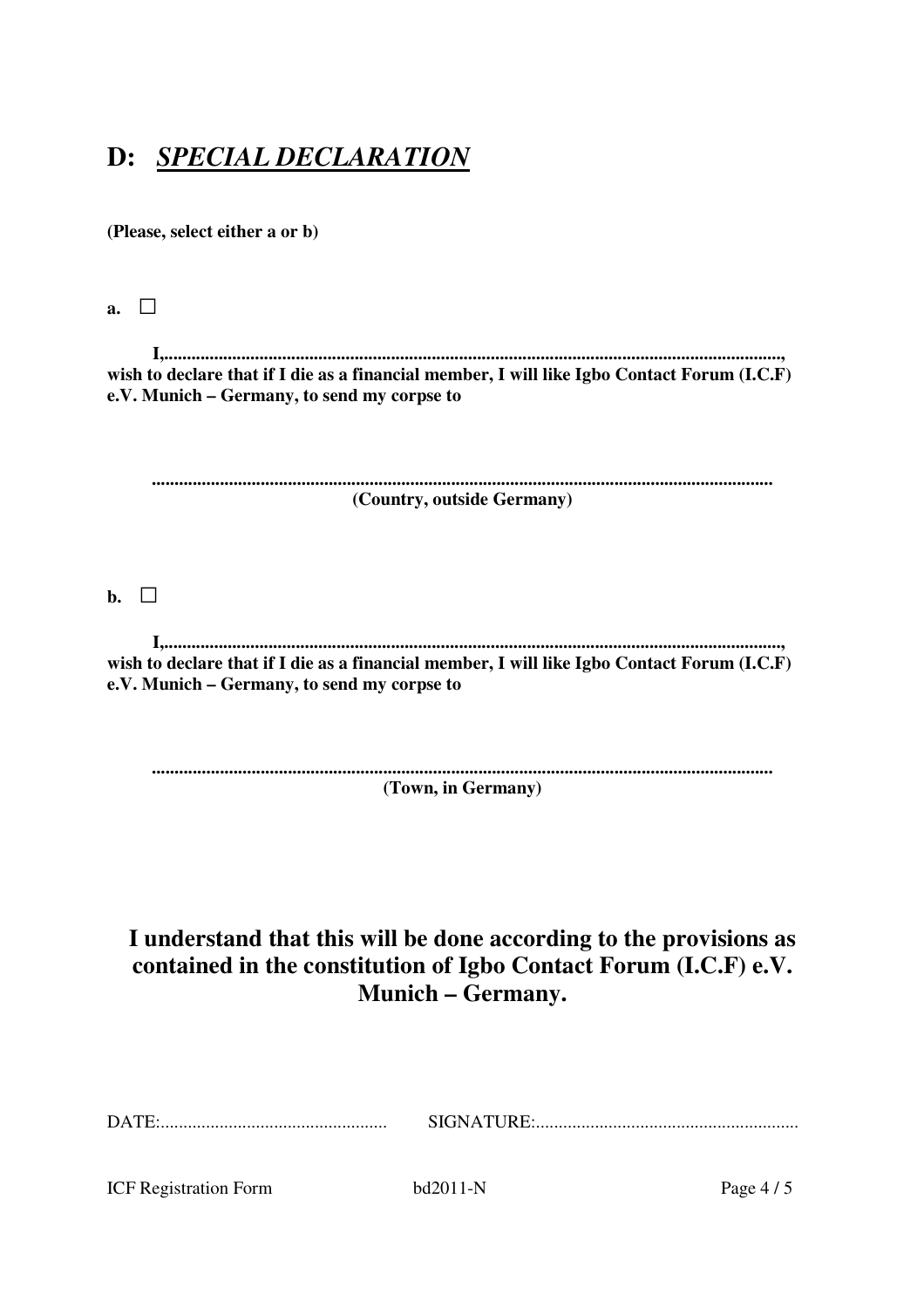## D: ***SPECIAL DECLARATION***

**(Please, select either a or b)**

**a.** ☐

**I,........................................................................................................................................, wish to declare that if I die as a financial member, I will like Igbo Contact Forum (I.C.F) e.V. Munich – Germany, to send my corpse to**

**........................................................................................................................................**
**(Country, outside Germany)**

**b.** ☐

**I,........................................................................................................................................, wish to declare that if I die as a financial member, I will like Igbo Contact Forum (I.C.F) e.V. Munich – Germany, to send my corpse to**

**........................................................................................................................................**
**(Town, in Germany)**

**I understand that this will be done according to the provisions as contained in the constitution of Igbo Contact Forum (I.C.F) e.V. Munich – Germany.**

DATE:.................................................. SIGNATURE:..........................................................

ICF Registration Form bd2011-N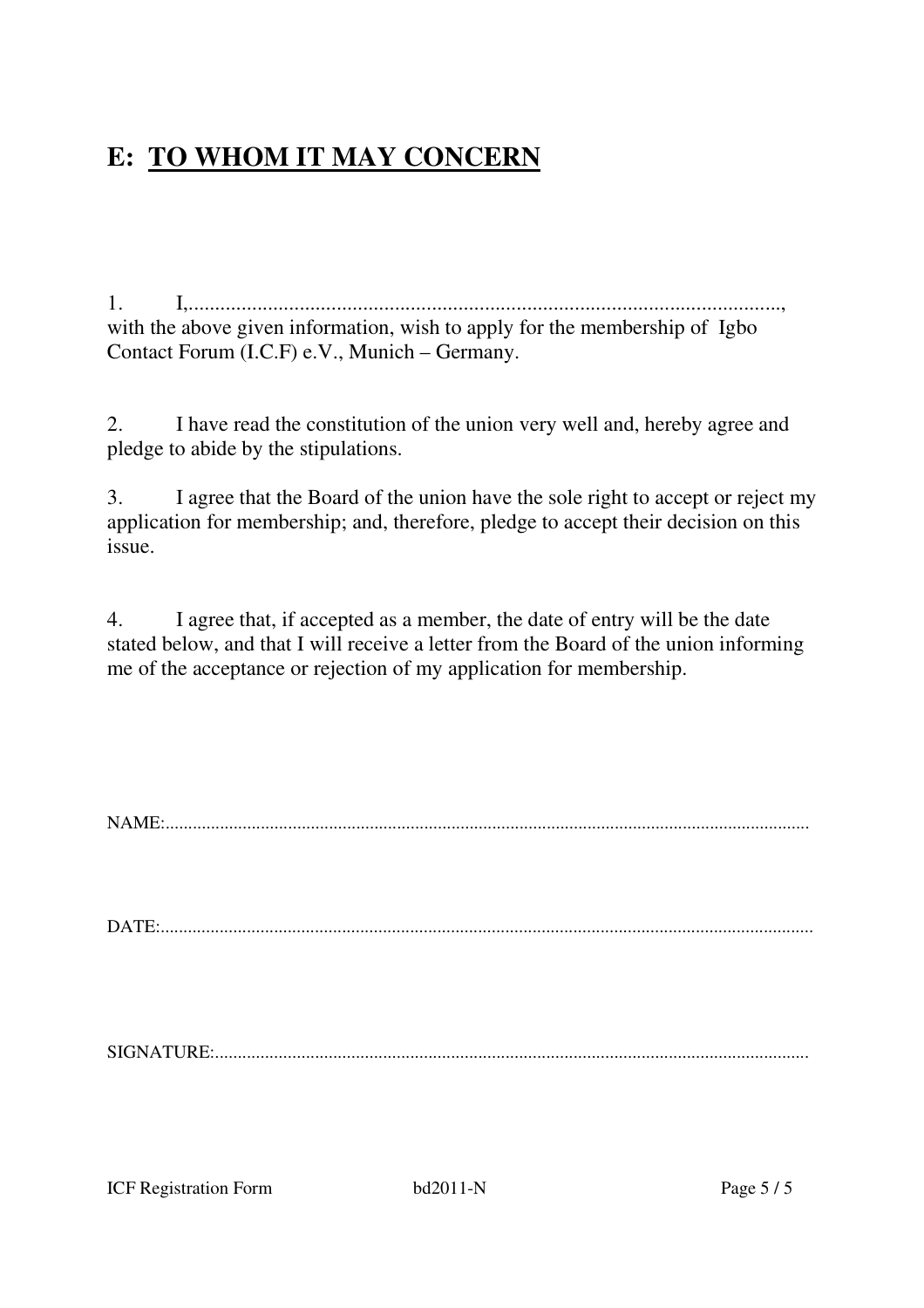# E: TO WHOM IT MAY CONCERN

1. I,................................................................................................................., with the above given information, wish to apply for the membership of Igbo Contact Forum (I.C.F) e.V., Munich – Germany.

2. I have read the constitution of the union very well and, hereby agree and pledge to abide by the stipulations.

3. I agree that the Board of the union have the sole right to accept or reject my application for membership; and, therefore, pledge to accept their decision on this issue.

4. I agree that, if accepted as a member, the date of entry will be the date stated below, and that I will receive a letter from the Board of the union informing me of the acceptance or rejection of my application for membership.

NAME:.............................................................................................................................................

DATE:.............................................................................................................................................

SIGNATURE:..................................................................................................................................

ICF Registration Form bd2011-N